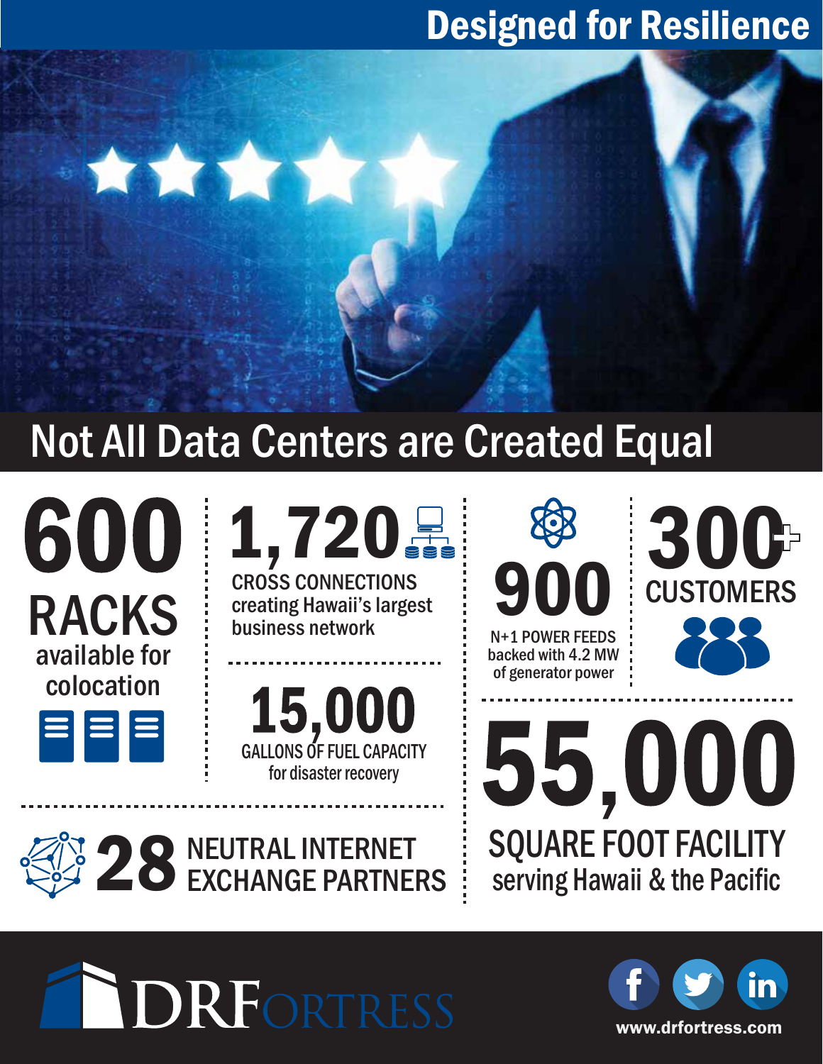# Designed for Resilience

## Not All Data Centers are Created Equal

**600** RACKS available for colocation

**1,720** CROSS CONNECTIONS creating Hawaii's largest business network

**15,000** GALLONS OF FUEL CAPACITY for disaster recovery

**28** NEUTRAL INTERNET EXCHANGE PARTNERS

**900** N+1 POWER FEEDS backed with 4.2 MW of generator power

**300+** CUSTOMERS

**55,000** SQUARE FOOT FACILITY serving Hawaii & the Pacific

DRFORTRESS

www.drfortress.com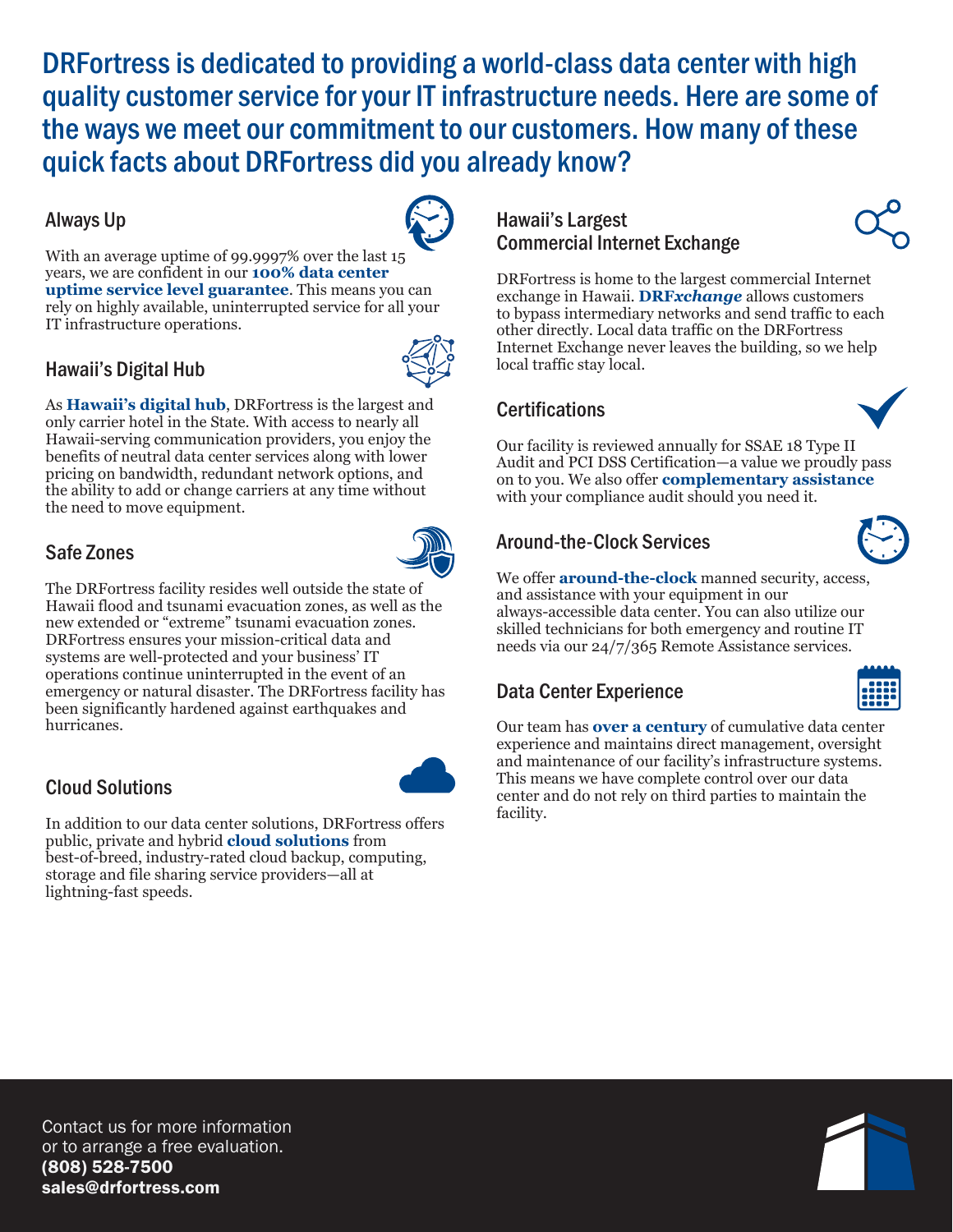# DRFortress is dedicated to providing a world-class data center with high quality customer service for your IT infrastructure needs. Here are some of the ways we meet our commitment to our customers. How many of these quick facts about DRFortress did you already know?

## Always Up

With an average uptime of 99.9997% over the last 15 years, we are confident in our **100% data center uptime service level guarantee**. This means you can rely on highly available, uninterrupted service for all your IT infrastructure operations.

## Hawaii's Digital Hub

As **Hawaii's digital hub**, DRFortress is the largest and only carrier hotel in the State. With access to nearly all Hawaii-serving communication providers, you enjoy the benefits of neutral data center services along with lower pricing on bandwidth, redundant network options, and the ability to add or change carriers at any time without the need to move equipment.

## Safe Zones

The DRFortress facility resides well outside the state of Hawaii flood and tsunami evacuation zones, as well as the new extended or "extreme" tsunami evacuation zones. DRFortress ensures your mission-critical data and systems are well-protected and your business' IT operations continue uninterrupted in the event of an emergency or natural disaster. The DRFortress facility has been significantly hardened against earthquakes and hurricanes.

## Cloud Solutions

In addition to our data center solutions, DRFortress offers public, private and hybrid **cloud solutions** from best-of-breed, industry-rated cloud backup, computing, storage and file sharing service providers—all at lightning-fast speeds.

## Hawaii's Largest Commercial Internet Exchange

DRFortress is home to the largest commercial Internet exchange in Hawaii. **DRF*xchange*** allows customers to bypass intermediary networks and send traffic to each other directly. Local data traffic on the DRFortress Internet Exchange never leaves the building, so we help local traffic stay local.

## Certifications

Our facility is reviewed annually for SSAE 18 Type II Audit and PCI DSS Certification—a value we proudly pass on to you. We also offer **complementary assistance** with your compliance audit should you need it.

## Around-the-Clock Services

We offer **around-the-clock** manned security, access, and assistance with your equipment in our always-accessible data center. You can also utilize our skilled technicians for both emergency and routine IT needs via our 24/7/365 Remote Assistance services.

## Data Center Experience

Our team has **over a century** of cumulative data center experience and maintains direct management, oversight and maintenance of our facility's infrastructure systems. This means we have complete control over our data center and do not rely on third parties to maintain the facility.

Contact us for more information or to arrange a free evaluation.
**(808) 528-7500**
**sales@drfortress.com**